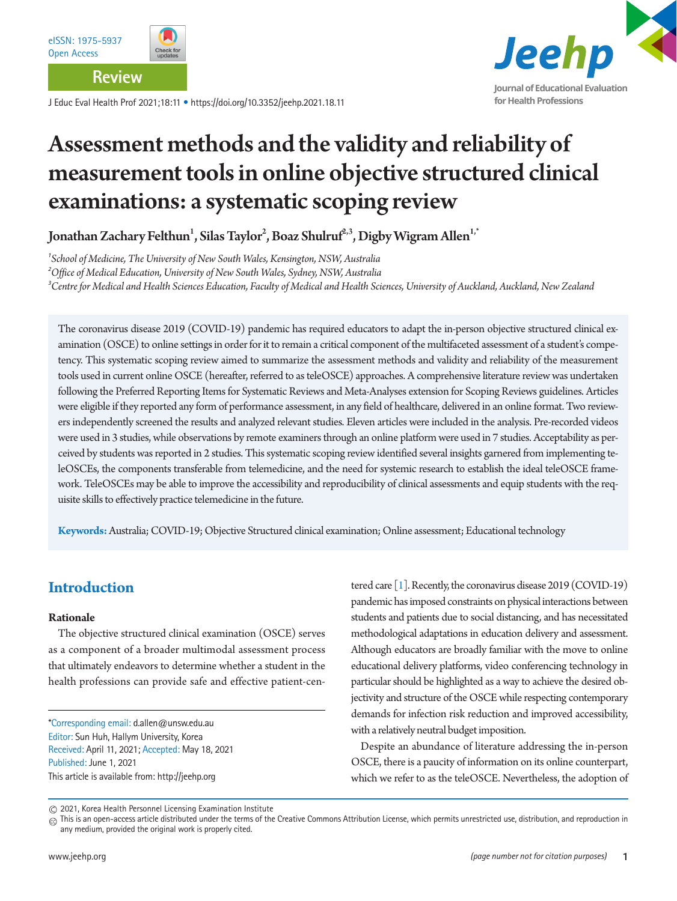Review

# Assessment methods and the validity and reliability of measurement tools in online objective structured clinical examinations: a systematic scoping review

**Jonathan Zachary Felthun[1], Silas Taylor[2], Boaz Shulruf[2,3], Digby Wigram Allen[1,*]**

[1]*School of Medicine, The University of New South Wales, Kensington, NSW, Australia*
[2]*Office of Medical Education, University of New South Wales, Sydney, NSW, Australia*
[3]*Centre for Medical and Health Sciences Education, Faculty of Medical and Health Sciences, University of Auckland, Auckland, New Zealand*

The coronavirus disease 2019 (COVID-19) pandemic has required educators to adapt the in-person objective structured clinical examination (OSCE) to online settings in order for it to remain a critical component of the multifaceted assessment of a student's competency. This systematic scoping review aimed to summarize the assessment methods and validity and reliability of the measurement tools used in current online OSCE (hereafter, referred to as teleOSCE) approaches. A comprehensive literature review was undertaken following the Preferred Reporting Items for Systematic Reviews and Meta-Analyses extension for Scoping Reviews guidelines. Articles were eligible if they reported any form of performance assessment, in any field of healthcare, delivered in an online format. Two reviewers independently screened the results and analyzed relevant studies. Eleven articles were included in the analysis. Pre-recorded videos were used in 3 studies, while observations by remote examiners through an online platform were used in 7 studies. Acceptability as perceived by students was reported in 2 studies. This systematic scoping review identified several insights garnered from implementing teleOSCEs, the components transferable from telemedicine, and the need for systemic research to establish the ideal teleOSCE framework. TeleOSCEs may be able to improve the accessibility and reproducibility of clinical assessments and equip students with the requisite skills to effectively practice telemedicine in the future.

**Keywords:** Australia; COVID-19; Objective Structured clinical examination; Online assessment; Educational technology

*Corresponding email: d.allen@unsw.edu.au
Editor: Sun Huh, Hallym University, Korea
Received: April 11, 2021; Accepted: May 18, 2021
Published: June 1, 2021
This article is available from: http://jeehp.org

## Introduction

### Rationale

The objective structured clinical examination (OSCE) serves as a component of a broader multimodal assessment process that ultimately endeavors to determine whether a student in the health professions can provide safe and effective patient-centered care [1]. Recently, the coronavirus disease 2019 (COVID-19) pandemic has imposed constraints on physical interactions between students and patients due to social distancing, and has necessitated methodological adaptations in education delivery and assessment. Although educators are broadly familiar with the move to online educational delivery platforms, video conferencing technology in particular should be highlighted as a way to achieve the desired objectivity and structure of the OSCE while respecting contemporary demands for infection risk reduction and improved accessibility, with a relatively neutral budget imposition.

Despite an abundance of literature addressing the in-person OSCE, there is a paucity of information on its online counterpart, which we refer to as the teleOSCE. Nevertheless, the adoption of

© 2021, Korea Health Personnel Licensing Examination Institute
This is an open-access article distributed under the terms of the Creative Commons Attribution License, which permits unrestricted use, distribution, and reproduction in any medium, provided the original work is properly cited.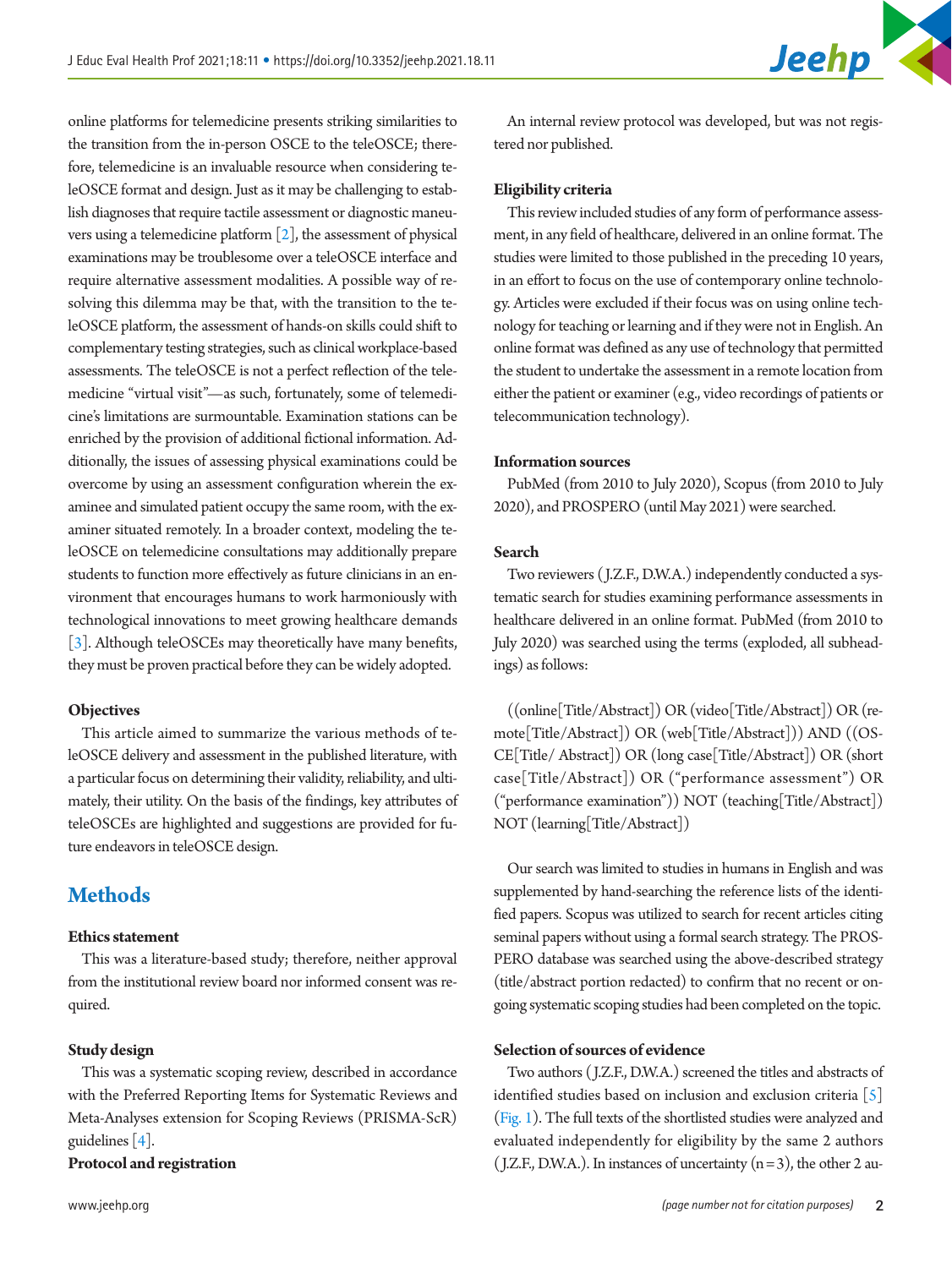online platforms for telemedicine presents striking similarities to the transition from the in-person OSCE to the teleOSCE; therefore, telemedicine is an invaluable resource when considering teleOSCE format and design. Just as it may be challenging to establish diagnoses that require tactile assessment or diagnostic maneuvers using a telemedicine platform [2], the assessment of physical examinations may be troublesome over a teleOSCE interface and require alternative assessment modalities. A possible way of resolving this dilemma may be that, with the transition to the teleOSCE platform, the assessment of hands-on skills could shift to complementary testing strategies, such as clinical workplace-based assessments. The teleOSCE is not a perfect reflection of the telemedicine "virtual visit"—as such, fortunately, some of telemedicine's limitations are surmountable. Examination stations can be enriched by the provision of additional fictional information. Additionally, the issues of assessing physical examinations could be overcome by using an assessment configuration wherein the examinee and simulated patient occupy the same room, with the examiner situated remotely. In a broader context, modeling the teleOSCE on telemedicine consultations may additionally prepare students to function more effectively as future clinicians in an environment that encourages humans to work harmoniously with technological innovations to meet growing healthcare demands [3]. Although teleOSCEs may theoretically have many benefits, they must be proven practical before they can be widely adopted.

### Objectives

This article aimed to summarize the various methods of teleOSCE delivery and assessment in the published literature, with a particular focus on determining their validity, reliability, and ultimately, their utility. On the basis of the findings, key attributes of teleOSCEs are highlighted and suggestions are provided for future endeavors in teleOSCE design.

## Methods

### Ethics statement

This was a literature-based study; therefore, neither approval from the institutional review board nor informed consent was required.

### Study design

This was a systematic scoping review, described in accordance with the Preferred Reporting Items for Systematic Reviews and Meta-Analyses extension for Scoping Reviews (PRISMA-ScR) guidelines [4].

### Protocol and registration

An internal review protocol was developed, but was not registered nor published.

### Eligibility criteria

This review included studies of any form of performance assessment, in any field of healthcare, delivered in an online format. The studies were limited to those published in the preceding 10 years, in an effort to focus on the use of contemporary online technology. Articles were excluded if their focus was on using online technology for teaching or learning and if they were not in English. An online format was defined as any use of technology that permitted the student to undertake the assessment in a remote location from either the patient or examiner (e.g., video recordings of patients or telecommunication technology).

### Information sources

PubMed (from 2010 to July 2020), Scopus (from 2010 to July 2020), and PROSPERO (until May 2021) were searched.

### Search

Two reviewers (J.Z.F., D.W.A.) independently conducted a systematic search for studies examining performance assessments in healthcare delivered in an online format. PubMed (from 2010 to July 2020) was searched using the terms (exploded, all subheadings) as follows:

((online[Title/Abstract]) OR (video[Title/Abstract]) OR (remote[Title/Abstract]) OR (web[Title/Abstract])) AND ((OSCE[Title/ Abstract]) OR (long case[Title/Abstract]) OR (short case[Title/Abstract]) OR ("performance assessment") OR ("performance examination")) NOT (teaching[Title/Abstract]) NOT (learning[Title/Abstract])

Our search was limited to studies in humans in English and was supplemented by hand-searching the reference lists of the identified papers. Scopus was utilized to search for recent articles citing seminal papers without using a formal search strategy. The PROSPERO database was searched using the above-described strategy (title/abstract portion redacted) to confirm that no recent or ongoing systematic scoping studies had been completed on the topic.

### Selection of sources of evidence

Two authors (J.Z.F., D.W.A.) screened the titles and abstracts of identified studies based on inclusion and exclusion criteria [5] (Fig. 1). The full texts of the shortlisted studies were analyzed and evaluated independently for eligibility by the same 2 authors (J.Z.F., D.W.A.). In instances of uncertainty (n=3), the other 2 au-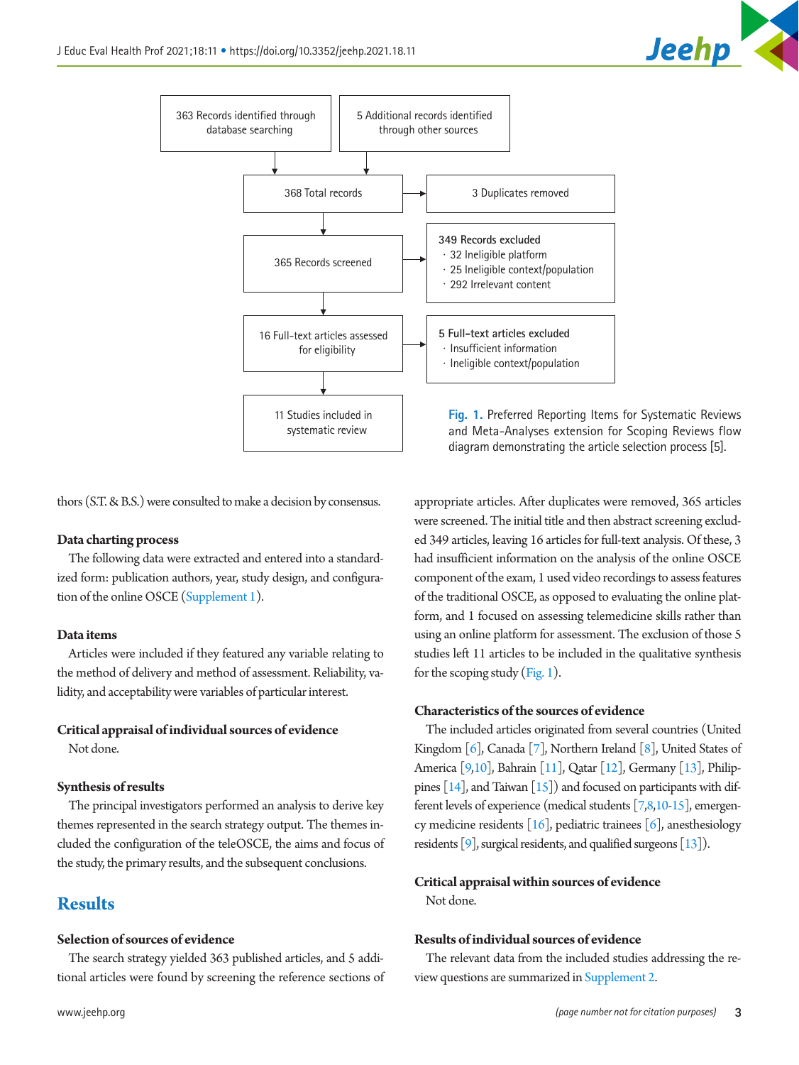363 Records identified through database searching

5 Additional records identified through other sources

368 Total records

3 Duplicates removed

365 Records screened

349 Records excluded
- 32 Ineligible platform
- 25 Ineligible context/population
- 292 Irrelevant content

16 Full-text articles assessed for eligibility

5 Full-text articles excluded
- Insufficient information
- Ineligible context/population

11 Studies included in systematic review

**Fig. 1.** Preferred Reporting Items for Systematic Reviews and Meta-Analyses extension for Scoping Reviews flow diagram demonstrating the article selection process [5].

thors (S.T. & B.S.) were consulted to make a decision by consensus.

### Data charting process

The following data were extracted and entered into a standardized form: publication authors, year, study design, and configuration of the online OSCE (Supplement 1).

### Data items

Articles were included if they featured any variable relating to the method of delivery and method of assessment. Reliability, validity, and acceptability were variables of particular interest.

### Critical appraisal of individual sources of evidence

Not done.

### Synthesis of results

The principal investigators performed an analysis to derive key themes represented in the search strategy output. The themes included the configuration of the teleOSCE, the aims and focus of the study, the primary results, and the subsequent conclusions.

## Results

### Selection of sources of evidence

The search strategy yielded 363 published articles, and 5 additional articles were found by screening the reference sections of appropriate articles. After duplicates were removed, 365 articles were screened. The initial title and then abstract screening excluded 349 articles, leaving 16 articles for full-text analysis. Of these, 3 had insufficient information on the analysis of the online OSCE component of the exam, 1 used video recordings to assess features of the traditional OSCE, as opposed to evaluating the online platform, and 1 focused on assessing telemedicine skills rather than using an online platform for assessment. The exclusion of those 5 studies left 11 articles to be included in the qualitative synthesis for the scoping study (Fig. 1).

### Characteristics of the sources of evidence

The included articles originated from several countries (United Kingdom [6], Canada [7], Northern Ireland [8], United States of America [9,10], Bahrain [11], Qatar [12], Germany [13], Philippines [14], and Taiwan [15]) and focused on participants with different levels of experience (medical students [7,8,10-15], emergency medicine residents [16], pediatric trainees [6], anesthesiology residents [9], surgical residents, and qualified surgeons [13]).

### Critical appraisal within sources of evidence

Not done.

### Results of individual sources of evidence

The relevant data from the included studies addressing the review questions are summarized in Supplement 2.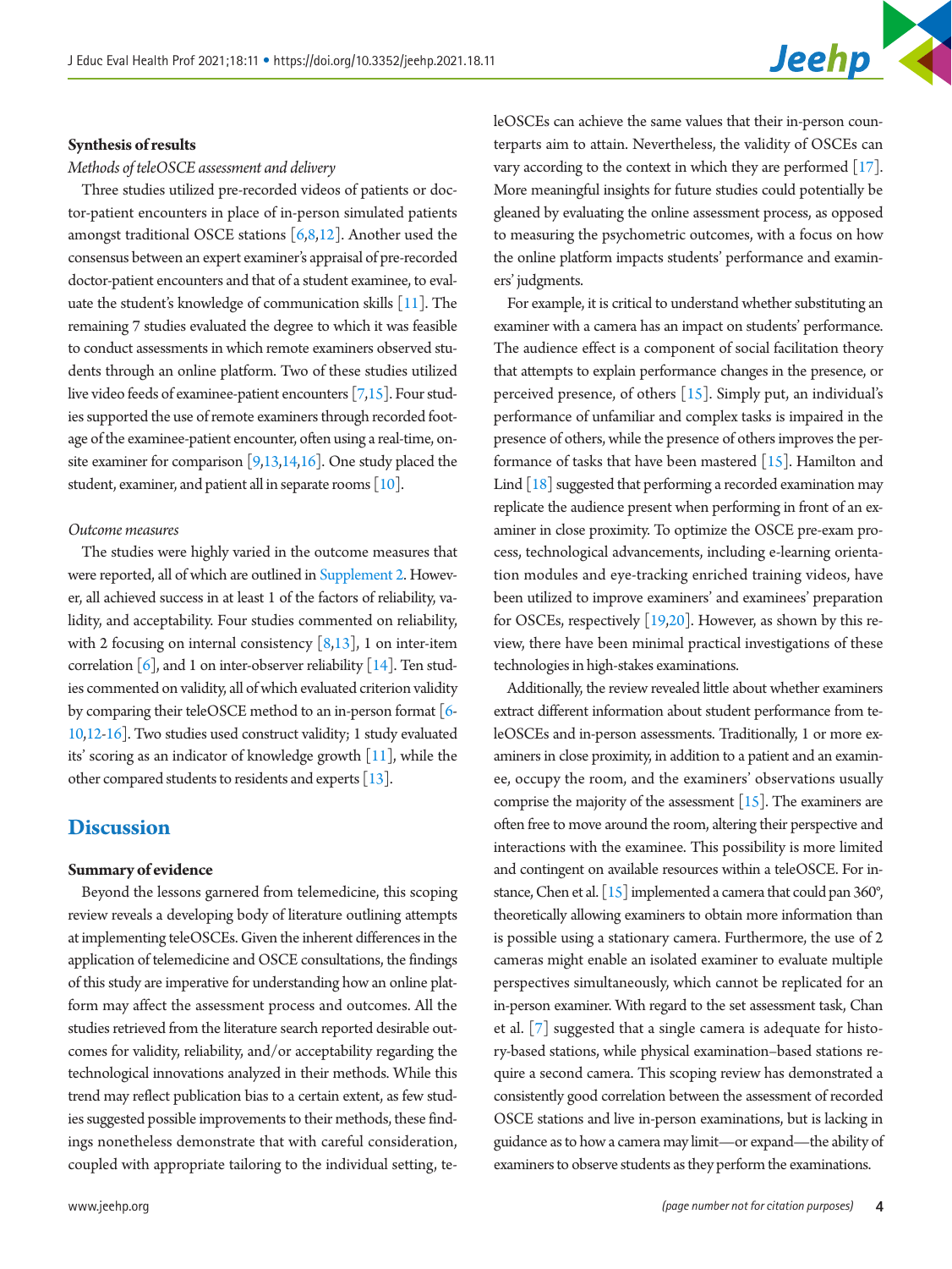### Synthesis of results

*Methods of teleOSCE assessment and delivery*

Three studies utilized pre-recorded videos of patients or doctor-patient encounters in place of in-person simulated patients amongst traditional OSCE stations [6,8,12]. Another used the consensus between an expert examiner's appraisal of pre-recorded doctor-patient encounters and that of a student examinee, to evaluate the student's knowledge of communication skills [11]. The remaining 7 studies evaluated the degree to which it was feasible to conduct assessments in which remote examiners observed students through an online platform. Two of these studies utilized live video feeds of examinee-patient encounters [7,15]. Four studies supported the use of remote examiners through recorded footage of the examinee-patient encounter, often using a real-time, on-site examiner for comparison [9,13,14,16]. One study placed the student, examiner, and patient all in separate rooms [10].

*Outcome measures*

The studies were highly varied in the outcome measures that were reported, all of which are outlined in Supplement 2. However, all achieved success in at least 1 of the factors of reliability, validity, and acceptability. Four studies commented on reliability, with 2 focusing on internal consistency [8,13], 1 on inter-item correlation [6], and 1 on inter-observer reliability [14]. Ten studies commented on validity, all of which evaluated criterion validity by comparing their teleOSCE method to an in-person format [6-10,12-16]. Two studies used construct validity; 1 study evaluated its' scoring as an indicator of knowledge growth [11], while the other compared students to residents and experts [13].

## Discussion

### Summary of evidence

Beyond the lessons garnered from telemedicine, this scoping review reveals a developing body of literature outlining attempts at implementing teleOSCEs. Given the inherent differences in the application of telemedicine and OSCE consultations, the findings of this study are imperative for understanding how an online platform may affect the assessment process and outcomes. All the studies retrieved from the literature search reported desirable outcomes for validity, reliability, and/or acceptability regarding the technological innovations analyzed in their methods. While this trend may reflect publication bias to a certain extent, as few studies suggested possible improvements to their methods, these findings nonetheless demonstrate that with careful consideration, coupled with appropriate tailoring to the individual setting, teleOSCEs can achieve the same values that their in-person counterparts aim to attain. Nevertheless, the validity of OSCEs can vary according to the context in which they are performed [17]. More meaningful insights for future studies could potentially be gleaned by evaluating the online assessment process, as opposed to measuring the psychometric outcomes, with a focus on how the online platform impacts students' performance and examiners' judgments.

For example, it is critical to understand whether substituting an examiner with a camera has an impact on students' performance. The audience effect is a component of social facilitation theory that attempts to explain performance changes in the presence, or perceived presence, of others [15]. Simply put, an individual's performance of unfamiliar and complex tasks is impaired in the presence of others, while the presence of others improves the performance of tasks that have been mastered [15]. Hamilton and Lind [18] suggested that performing a recorded examination may replicate the audience present when performing in front of an examiner in close proximity. To optimize the OSCE pre-exam process, technological advancements, including e-learning orientation modules and eye-tracking enriched training videos, have been utilized to improve examiners' and examinees' preparation for OSCEs, respectively [19,20]. However, as shown by this review, there have been minimal practical investigations of these technologies in high-stakes examinations.

Additionally, the review revealed little about whether examiners extract different information about student performance from teleOSCEs and in-person assessments. Traditionally, 1 or more examiners in close proximity, in addition to a patient and an examinee, occupy the room, and the examiners' observations usually comprise the majority of the assessment [15]. The examiners are often free to move around the room, altering their perspective and interactions with the examinee. This possibility is more limited and contingent on available resources within a teleOSCE. For instance, Chen et al. [15] implemented a camera that could pan 360°, theoretically allowing examiners to obtain more information than is possible using a stationary camera. Furthermore, the use of 2 cameras might enable an isolated examiner to evaluate multiple perspectives simultaneously, which cannot be replicated for an in-person examiner. With regard to the set assessment task, Chan et al. [7] suggested that a single camera is adequate for history-based stations, while physical examination–based stations require a second camera. This scoping review has demonstrated a consistently good correlation between the assessment of recorded OSCE stations and live in-person examinations, but is lacking in guidance as to how a camera may limit—or expand—the ability of examiners to observe students as they perform the examinations.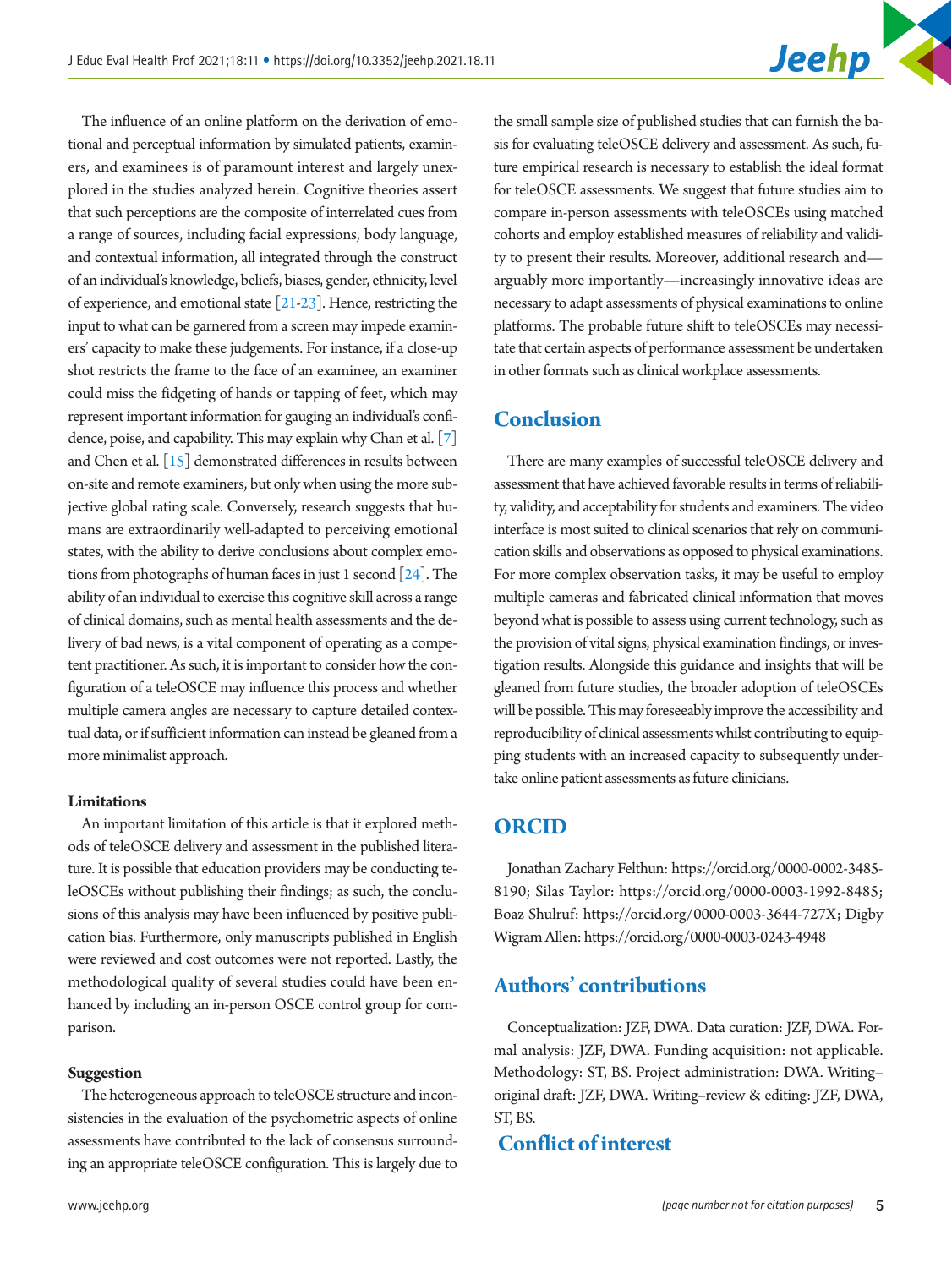The influence of an online platform on the derivation of emotional and perceptual information by simulated patients, examiners, and examinees is of paramount interest and largely unexplored in the studies analyzed herein. Cognitive theories assert that such perceptions are the composite of interrelated cues from a range of sources, including facial expressions, body language, and contextual information, all integrated through the construct of an individual's knowledge, beliefs, biases, gender, ethnicity, level of experience, and emotional state [21-23]. Hence, restricting the input to what can be garnered from a screen may impede examiners' capacity to make these judgements. For instance, if a close-up shot restricts the frame to the face of an examinee, an examiner could miss the fidgeting of hands or tapping of feet, which may represent important information for gauging an individual's confidence, poise, and capability. This may explain why Chan et al. [7] and Chen et al. [15] demonstrated differences in results between on-site and remote examiners, but only when using the more subjective global rating scale. Conversely, research suggests that humans are extraordinarily well-adapted to perceiving emotional states, with the ability to derive conclusions about complex emotions from photographs of human faces in just 1 second [24]. The ability of an individual to exercise this cognitive skill across a range of clinical domains, such as mental health assessments and the delivery of bad news, is a vital component of operating as a competent practitioner. As such, it is important to consider how the configuration of a teleOSCE may influence this process and whether multiple camera angles are necessary to capture detailed contextual data, or if sufficient information can instead be gleaned from a more minimalist approach.

### Limitations

An important limitation of this article is that it explored methods of teleOSCE delivery and assessment in the published literature. It is possible that education providers may be conducting teleOSCEs without publishing their findings; as such, the conclusions of this analysis may have been influenced by positive publication bias. Furthermore, only manuscripts published in English were reviewed and cost outcomes were not reported. Lastly, the methodological quality of several studies could have been enhanced by including an in-person OSCE control group for comparison.

### Suggestion

The heterogeneous approach to teleOSCE structure and inconsistencies in the evaluation of the psychometric aspects of online assessments have contributed to the lack of consensus surrounding an appropriate teleOSCE configuration. This is largely due to the small sample size of published studies that can furnish the basis for evaluating teleOSCE delivery and assessment. As such, future empirical research is necessary to establish the ideal format for teleOSCE assessments. We suggest that future studies aim to compare in-person assessments with teleOSCEs using matched cohorts and employ established measures of reliability and validity to present their results. Moreover, additional research and—arguably more importantly—increasingly innovative ideas are necessary to adapt assessments of physical examinations to online platforms. The probable future shift to teleOSCEs may necessitate that certain aspects of performance assessment be undertaken in other formats such as clinical workplace assessments.

## Conclusion

There are many examples of successful teleOSCE delivery and assessment that have achieved favorable results in terms of reliability, validity, and acceptability for students and examiners. The video interface is most suited to clinical scenarios that rely on communication skills and observations as opposed to physical examinations. For more complex observation tasks, it may be useful to employ multiple cameras and fabricated clinical information that moves beyond what is possible to assess using current technology, such as the provision of vital signs, physical examination findings, or investigation results. Alongside this guidance and insights that will be gleaned from future studies, the broader adoption of teleOSCEs will be possible. This may foreseeably improve the accessibility and reproducibility of clinical assessments whilst contributing to equipping students with an increased capacity to subsequently undertake online patient assessments as future clinicians.

## ORCID

Jonathan Zachary Felthun: https://orcid.org/0000-0002-3485-8190; Silas Taylor: https://orcid.org/0000-0003-1992-8485; Boaz Shulruf: https://orcid.org/0000-0003-3644-727X; Digby Wigram Allen: https://orcid.org/0000-0003-0243-4948

## Authors' contributions

Conceptualization: JZF, DWA. Data curation: JZF, DWA. Formal analysis: JZF, DWA. Funding acquisition: not applicable. Methodology: ST, BS. Project administration: DWA. Writing–original draft: JZF, DWA. Writing–review & editing: JZF, DWA, ST, BS.

## Conflict of interest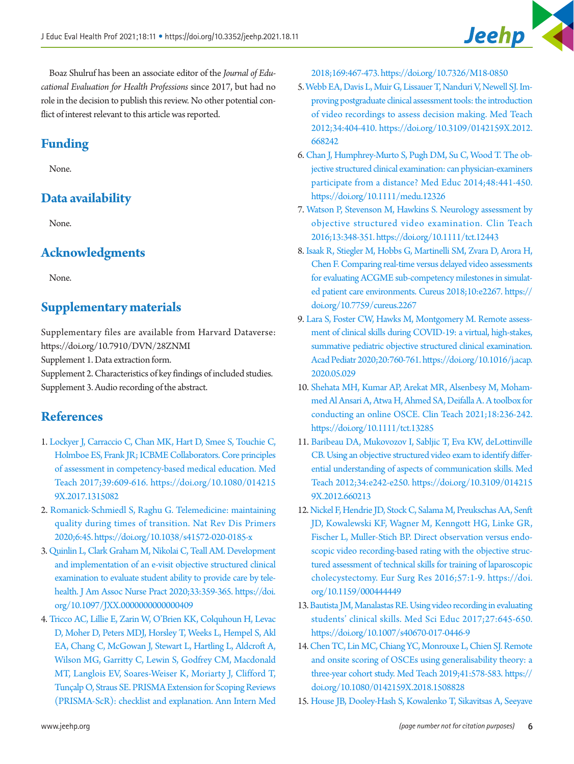Boaz Shulruf has been an associate editor of the *Journal of Educational Evaluation for Health Professions* since 2017, but had no role in the decision to publish this review. No other potential conflict of interest relevant to this article was reported.

## Funding

None.

## Data availability

None.

## Acknowledgments

None.

## Supplementary materials

Supplementary files are available from Harvard Dataverse: https://doi.org/10.7910/DVN/28ZNMI
Supplement 1. Data extraction form.
Supplement 2. Characteristics of key findings of included studies.
Supplement 3. Audio recording of the abstract.

## References

1. Lockyer J, Carraccio C, Chan MK, Hart D, Smee S, Touchie C, Holmboe ES, Frank JR; ICBME Collaborators. Core principles of assessment in competency-based medical education. Med Teach 2017;39:609-616. https://doi.org/10.1080/0142159X.2017.1315082
2. Romanick-Schmiedl S, Raghu G. Telemedicine: maintaining quality during times of transition. Nat Rev Dis Primers 2020;6:45. https://doi.org/10.1038/s41572-020-0185-x
3. Quinlin L, Clark Graham M, Nikolai C, Teall AM. Development and implementation of an e-visit objective structured clinical examination to evaluate student ability to provide care by telehealth. J Am Assoc Nurse Pract 2020;33:359-365. https://doi.org/10.1097/JXX.0000000000000409
4. Tricco AC, Lillie E, Zarin W, O'Brien KK, Colquhoun H, Levac D, Moher D, Peters MDJ, Horsley T, Weeks L, Hempel S, Akl EA, Chang C, McGowan J, Stewart L, Hartling L, Aldcroft A, Wilson MG, Garritty C, Lewin S, Godfrey CM, Macdonald MT, Langlois EV, Soares-Weiser K, Moriarty J, Clifford T, Tunçalp O, Straus SE. PRISMA Extension for Scoping Reviews (PRISMA-ScR): checklist and explanation. Ann Intern Med 2018;169:467-473. https://doi.org/10.7326/M18-0850
5. Webb EA, Davis L, Muir G, Lissauer T, Nanduri V, Newell SJ. Improving postgraduate clinical assessment tools: the introduction of video recordings to assess decision making. Med Teach 2012;34:404-410. https://doi.org/10.3109/0142159X.2012.668242
6. Chan J, Humphrey-Murto S, Pugh DM, Su C, Wood T. The objective structured clinical examination: can physician-examiners participate from a distance? Med Educ 2014;48:441-450. https://doi.org/10.1111/medu.12326
7. Watson P, Stevenson M, Hawkins S. Neurology assessment by objective structured video examination. Clin Teach 2016;13:348-351. https://doi.org/10.1111/tct.12443
8. Isaak R, Stiegler M, Hobbs G, Martinelli SM, Zvara D, Arora H, Chen F. Comparing real-time versus delayed video assessments for evaluating ACGME sub-competency milestones in simulated patient care environments. Cureus 2018;10:e2267. https://doi.org/10.7759/cureus.2267
9. Lara S, Foster CW, Hawks M, Montgomery M. Remote assessment of clinical skills during COVID-19: a virtual, high-stakes, summative pediatric objective structured clinical examination. Acad Pediatr 2020;20:760-761. https://doi.org/10.1016/j.acap.2020.05.029
10. Shehata MH, Kumar AP, Arekat MR, Alsenbesy M, Mohammed Al Ansari A, Atwa H, Ahmed SA, Deifalla A. A toolbox for conducting an online OSCE. Clin Teach 2021;18:236-242. https://doi.org/10.1111/tct.13285
11. Baribeau DA, Mukovozov I, Sabljic T, Eva KW, deLottinville CB. Using an objective structured video exam to identify differential understanding of aspects of communication skills. Med Teach 2012;34:e242-e250. https://doi.org/10.3109/0142159X.2012.660213
12. Nickel F, Hendrie JD, Stock C, Salama M, Preukschas AA, Senft JD, Kowalewski KF, Wagner M, Kenngott HG, Linke GR, Fischer L, Muller-Stich BP. Direct observation versus endoscopic video recording-based rating with the objective structured assessment of technical skills for training of laparoscopic cholecystectomy. Eur Surg Res 2016;57:1-9. https://doi.org/10.1159/000444449
13. Bautista JM, Manalastas RE. Using video recording in evaluating students' clinical skills. Med Sci Educ 2017;27:645-650. https://doi.org/10.1007/s40670-017-0446-9
14. Chen TC, Lin MC, Chiang YC, Monrouxe L, Chien SJ. Remote and onsite scoring of OSCEs using generalisability theory: a three-year cohort study. Med Teach 2019;41:578-583. https://doi.org/10.1080/0142159X.2018.1508828
15. House JB, Dooley-Hash S, Kowalenko T, Sikavitsas A, Seeyave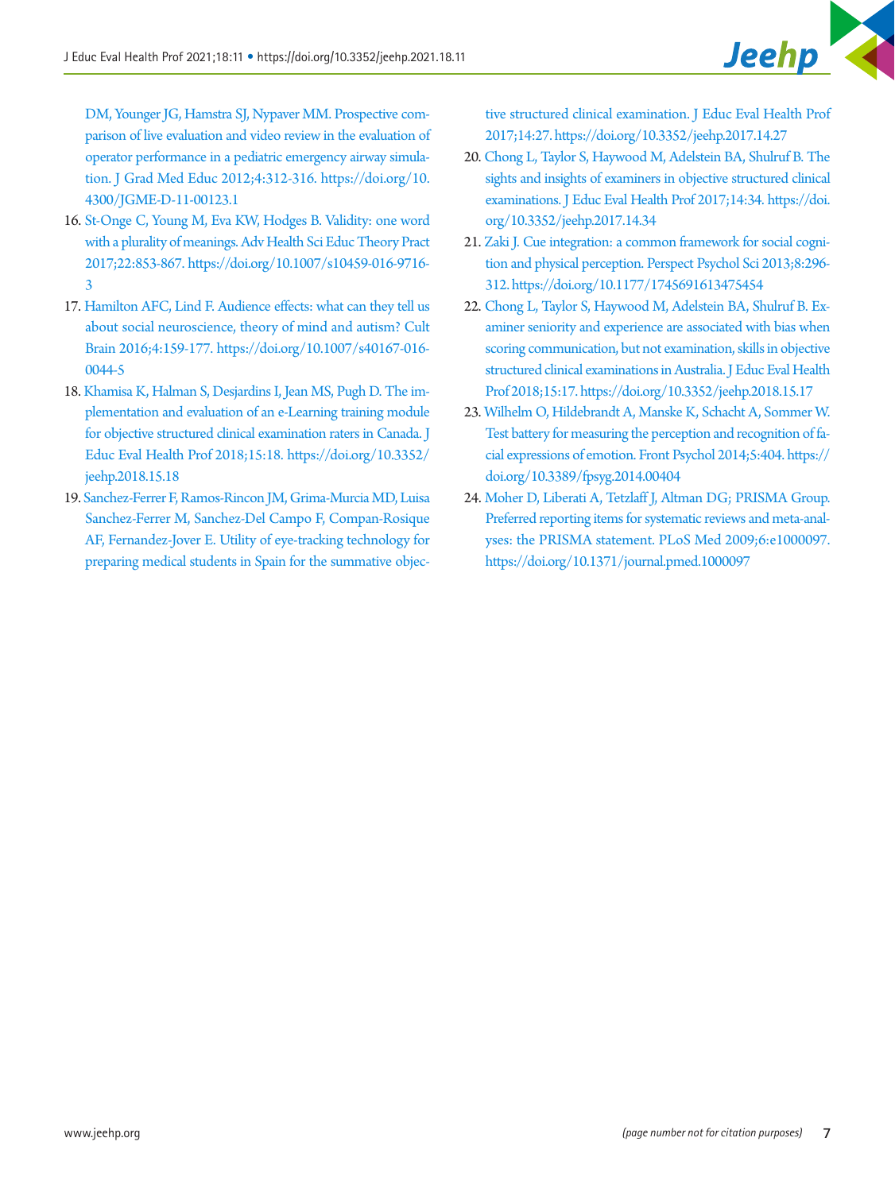DM, Younger JG, Hamstra SJ, Nypaver MM. Prospective comparison of live evaluation and video review in the evaluation of operator performance in a pediatric emergency airway simulation. J Grad Med Educ 2012;4:312-316. https://doi.org/10.4300/JGME-D-11-00123.1

16. St-Onge C, Young M, Eva KW, Hodges B. Validity: one word with a plurality of meanings. Adv Health Sci Educ Theory Pract 2017;22:853-867. https://doi.org/10.1007/s10459-016-9716-3
17. Hamilton AFC, Lind F. Audience effects: what can they tell us about social neuroscience, theory of mind and autism? Cult Brain 2016;4:159-177. https://doi.org/10.1007/s40167-016-0044-5
18. Khamisa K, Halman S, Desjardins I, Jean MS, Pugh D. The implementation and evaluation of an e-Learning training module for objective structured clinical examination raters in Canada. J Educ Eval Health Prof 2018;15:18. https://doi.org/10.3352/jeehp.2018.15.18
19. Sanchez-Ferrer F, Ramos-Rincon JM, Grima-Murcia MD, Luisa Sanchez-Ferrer M, Sanchez-Del Campo F, Compan-Rosique AF, Fernandez-Jover E. Utility of eye-tracking technology for preparing medical students in Spain for the summative objective structured clinical examination. J Educ Eval Health Prof 2017;14:27. https://doi.org/10.3352/jeehp.2017.14.27
20. Chong L, Taylor S, Haywood M, Adelstein BA, Shulruf B. The sights and insights of examiners in objective structured clinical examinations. J Educ Eval Health Prof 2017;14:34. https://doi.org/10.3352/jeehp.2017.14.34
21. Zaki J. Cue integration: a common framework for social cognition and physical perception. Perspect Psychol Sci 2013;8:296-312. https://doi.org/10.1177/1745691613475454
22. Chong L, Taylor S, Haywood M, Adelstein BA, Shulruf B. Examiner seniority and experience are associated with bias when scoring communication, but not examination, skills in objective structured clinical examinations in Australia. J Educ Eval Health Prof 2018;15:17. https://doi.org/10.3352/jeehp.2018.15.17
23. Wilhelm O, Hildebrandt A, Manske K, Schacht A, Sommer W. Test battery for measuring the perception and recognition of facial expressions of emotion. Front Psychol 2014;5:404. https://doi.org/10.3389/fpsyg.2014.00404
24. Moher D, Liberati A, Tetzlaff J, Altman DG; PRISMA Group. Preferred reporting items for systematic reviews and meta-analyses: the PRISMA statement. PLoS Med 2009;6:e1000097. https://doi.org/10.1371/journal.pmed.1000097